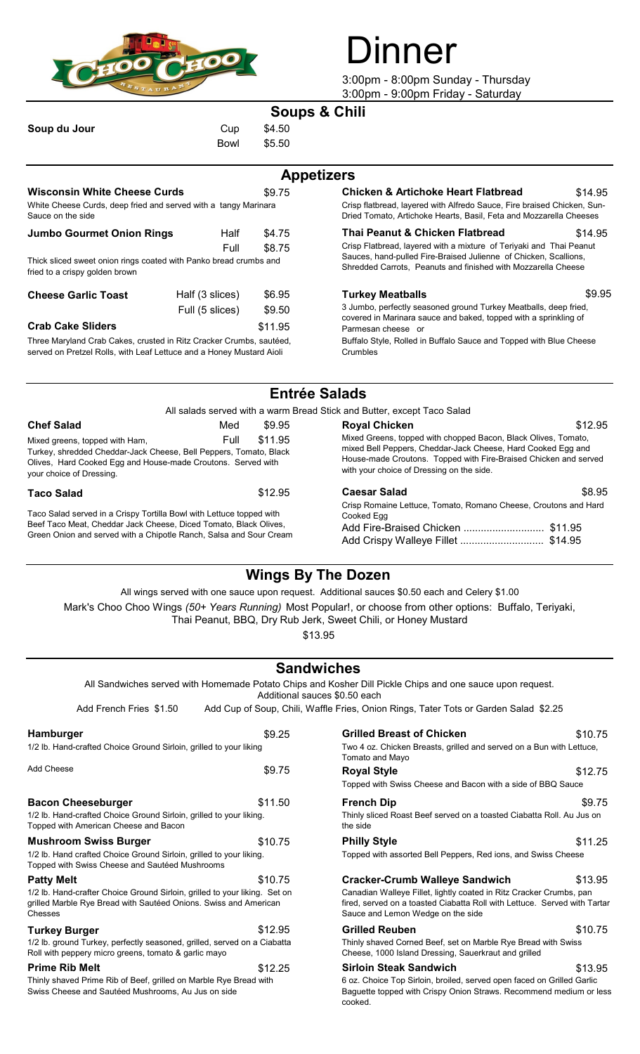# Dinner

3:00pm - 8:00pm Sunday - Thursday
3:00pm - 9:00pm Friday - Saturday

## Soups & Chili

**Soup du Jour** Cup $4.50
Bowl $5.50

## Appetizers

**Wisconsin White Cheese Curds** $9.75
White Cheese Curds, deep fried and served with a tangy Marinara Sauce on the side

**Jumbo Gourmet Onion Rings** Half $4.75 / Full $8.75
Thick sliced sweet onion rings coated with Panko bread crumbs and fried to a crispy golden brown

**Cheese Garlic Toast** Half (3 slices) $6.95 / Full (5 slices) $9.50

**Crab Cake Sliders** $11.95
Three Maryland Crab Cakes, crusted in Ritz Cracker Crumbs, sautéed, served on Pretzel Rolls, with Leaf Lettuce and a Honey Mustard Aioli

**Chicken & Artichoke Heart Flatbread** $14.95
Crisp flatbread, layered with Alfredo Sauce, Fire braised Chicken, Sun-Dried Tomato, Artichoke Hearts, Basil, Feta and Mozzarella Cheeses

**Thai Peanut & Chicken Flatbread** $14.95
Crisp Flatbread, layered with a mixture of Teriyaki and Thai Peanut Sauces, hand-pulled Fire-Braised Julienne of Chicken, Scallions, Shredded Carrots, Peanuts and finished with Mozzarella Cheese

**Turkey Meatballs** $9.95
3 Jumbo, perfectly seasoned ground Turkey Meatballs, deep fried, covered in Marinara sauce and baked, topped with a sprinkling of Parmesan cheese or
Buffalo Style, Rolled in Buffalo Sauce and Topped with Blue Cheese Crumbles

## Entrée Salads

All salads served with a warm Bread Stick and Butter, except Taco Salad

**Chef Salad** Med $9.95 / Full $11.95
Mixed greens, topped with Ham, Turkey, shredded Cheddar-Jack Cheese, Bell Peppers, Tomato, Black Olives, Hard Cooked Egg and House-made Croutons. Served with your choice of Dressing.

**Taco Salad** $12.95
Taco Salad served in a Crispy Tortilla Bowl with Lettuce topped with Beef Taco Meat, Cheddar Jack Cheese, Diced Tomato, Black Olives, Green Onion and served with a Chipotle Ranch, Salsa and Sour Cream

**Royal Chicken** $12.95
Mixed Greens, topped with chopped Bacon, Black Olives, Tomato, mixed Bell Peppers, Cheddar-Jack Cheese, Hard Cooked Egg and House-made Croutons. Topped with Fire-Braised Chicken and served with your choice of Dressing on the side.

**Caesar Salad** $8.95
Crisp Romaine Lettuce, Tomato, Romano Cheese, Croutons and Hard Cooked Egg
Add Fire-Braised Chicken ............................ $11.95
Add Crispy Walleye Fillet ............................. $14.95

## Wings By The Dozen

All wings served with one sauce upon request. Additional sauces $0.50 each and Celery $1.00

Mark's Choo Choo Wings *(50+ Years Running)* Most Popular!, or choose from other options: Buffalo, Teriyaki, Thai Peanut, BBQ, Dry Rub Jerk, Sweet Chili, or Honey Mustard

$13.95

## Sandwiches

All Sandwiches served with Homemade Potato Chips and Kosher Dill Pickle Chips and one sauce upon request.
Additional sauces $0.50 each

Add French Fries $1.50 Add Cup of Soup, Chili, Waffle Fries, Onion Rings, Tater Tots or Garden Salad $2.25

**Hamburger** $9.25
1/2 lb. Hand-crafted Choice Ground Sirloin, grilled to your liking

Add Cheese $9.75

**Bacon Cheeseburger** $11.50
1/2 lb. Hand-crafted Choice Ground Sirloin, grilled to your liking. Topped with American Cheese and Bacon

**Mushroom Swiss Burger** $10.75
1/2 lb. Hand crafted Choice Ground Sirloin, grilled to your liking. Topped with Swiss Cheese and Sautéed Mushrooms

**Patty Melt** $10.75
1/2 lb. Hand-crafter Choice Ground Sirloin, grilled to your liking. Set on grilled Marble Rye Bread with Sautéed Onions. Swiss and American Chesses

**Turkey Burger** $12.95
1/2 lb. ground Turkey, perfectly seasoned, grilled, served on a Ciabatta Roll with peppery micro greens, tomato & garlic mayo

**Prime Rib Melt** $12.25
Thinly shaved Prime Rib of Beef, grilled on Marble Rye Bread with Swiss Cheese and Sautéed Mushrooms, Au Jus on side

**Grilled Breast of Chicken** $10.75
Two 4 oz. Chicken Breasts, grilled and served on a Bun with Lettuce, Tomato and Mayo

**Royal Style** $12.75
Topped with Swiss Cheese and Bacon with a side of BBQ Sauce

**French Dip** $9.75
Thinly sliced Roast Beef served on a toasted Ciabatta Roll. Au Jus on the side

**Philly Style** $11.25
Topped with assorted Bell Peppers, Red ions, and Swiss Cheese

**Cracker-Crumb Walleye Sandwich** $13.95
Canadian Walleye Fillet, lightly coated in Ritz Cracker Crumbs, pan fired, served on a toasted Ciabatta Roll with Lettuce. Served with Tartar Sauce and Lemon Wedge on the side

**Grilled Reuben** $10.75
Thinly shaved Corned Beef, set on Marble Rye Bread with Swiss Cheese, 1000 Island Dressing, Sauerkraut and grilled

**Sirloin Steak Sandwich** $13.95
6 oz. Choice Top Sirloin, broiled, served open faced on Grilled Garlic Baguette topped with Crispy Onion Straws. Recommend medium or less cooked.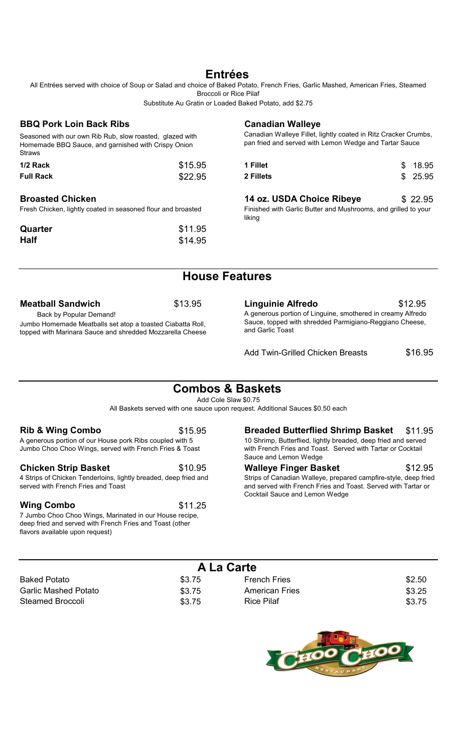## Entrées

All Entrées served with choice of Soup or Salad and choice of Baked Potato, French Fries, Garlic Mashed, American Fries, Steamed Broccoli or Rice Pilaf

Substitute Au Gratin or Loaded Baked Potato, add $2.75

### BBQ Pork Loin Back Ribs

Seasoned with our own Rib Rub, slow roasted, glazed with Homemade BBQ Sauce, and garnished with Crispy Onion Straws

| | |
|---|---|
| **1/2 Rack** | $15.95 |
| **Full Rack** | $22.95 |

### Broasted Chicken

Fresh Chicken, lightly coated in seasoned flour and broasted

| | |
|---|---|
| **Quarter** | $11.95 |
| **Half** | $14.95 |

### Canadian Walleye

Canadian Walleye Fillet, lightly coated in Ritz Cracker Crumbs, pan fried and served with Lemon Wedge and Tartar Sauce

| | |
|---|---|
| **1 Fillet** | $ 18.95 |
| **2 Fillets** | $ 25.95 |

### 14 oz. USDA Choice Ribeye — $ 22.95

Finished with Garlic Butter and Mushrooms, and grilled to your liking

## House Features

### Meatball Sandwich — $13.95

Back by Popular Demand!

Jumbo Homemade Meatballs set atop a toasted Ciabatta Roll, topped with Marinara Sauce and shredded Mozzarella Cheese

### Linguinie Alfredo — $12.95

A generous portion of Linguine, smothered in creamy Alfredo Sauce, topped with shredded Parmigiano-Reggiano Cheese, and Garlic Toast

Add Twin-Grilled Chicken Breasts — $16.95

## Combos & Baskets

Add Cole Slaw $0.75

All Baskets served with one sauce upon request. Additional Sauces $0.50 each

### Rib & Wing Combo — $15.95

A generous portion of our House pork Ribs coupled with 5 Jumbo Choo Choo Wings, served with French Fries & Toast

### Chicken Strip Basket — $10.95

4 Strips of Chicken Tenderloins, lightly breaded, deep fried and served with French Fries and Toast

### Wing Combo — $11.25

7 Jumbo Choo Choo Wings, Marinated in our House recipe, deep fried and served with French Fries and Toast (other flavors available upon request)

### Breaded Butterflied Shrimp Basket — $11.95

10 Shrimp, Butterflied, lightly breaded, deep fried and served with French Fries and Toast. Served with Tartar or Cocktail Sauce and Lemon Wedge

### Walleye Finger Basket — $12.95

Strips of Canadian Walleye, prepared campfire-style, deep fried and served with French Fries and Toast. Served with Tartar or Cocktail Sauce and Lemon Wedge

## A La Carte

| | | | |
|---|---|---|---|
| Baked Potato | $3.75 | French Fries | $2.50 |
| Garlic Mashed Potato | $3.75 | American Fries | $3.25 |
| Steamed Broccoli | $3.75 | Rice Pilaf | $3.75 |

CHOO CHOO RESTAURANT